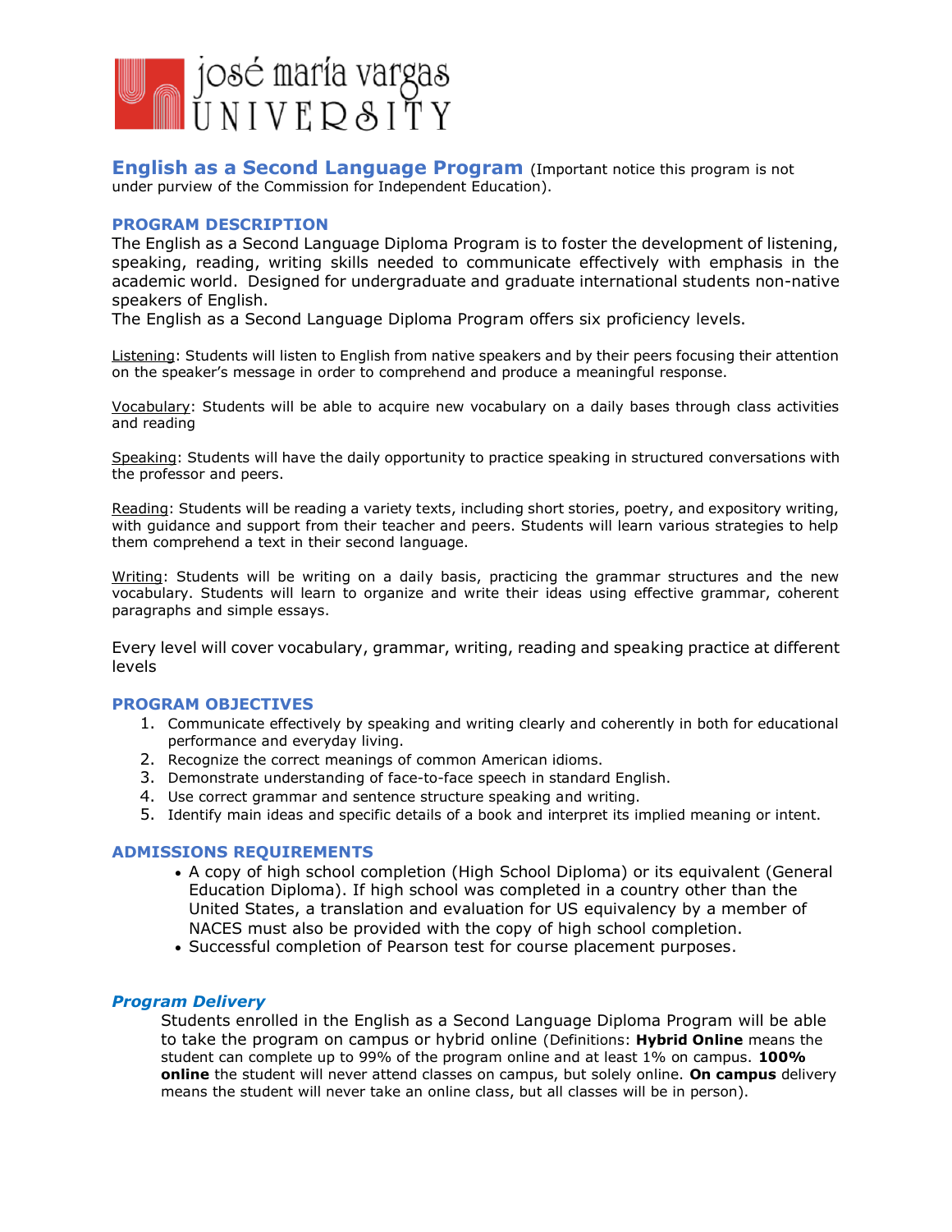# josé maría vargas UNIVERSITY

## English as a Second Language Program (Important notice this program is not under purview of the Commission for Independent Education).

### PROGRAM DESCRIPTION

The English as a Second Language Diploma Program is to foster the development of listening, speaking, reading, writing skills needed to communicate effectively with emphasis in the academic world. Designed for undergraduate and graduate international students non-native speakers of English.

The English as a Second Language Diploma Program offers six proficiency levels.

Listening: Students will listen to English from native speakers and by their peers focusing their attention on the speaker's message in order to comprehend and produce a meaningful response.

Vocabulary: Students will be able to acquire new vocabulary on a daily bases through class activities and reading

Speaking: Students will have the daily opportunity to practice speaking in structured conversations with the professor and peers.

Reading: Students will be reading a variety texts, including short stories, poetry, and expository writing, with guidance and support from their teacher and peers. Students will learn various strategies to help them comprehend a text in their second language.

Writing: Students will be writing on a daily basis, practicing the grammar structures and the new vocabulary. Students will learn to organize and write their ideas using effective grammar, coherent paragraphs and simple essays.

Every level will cover vocabulary, grammar, writing, reading and speaking practice at different levels

### PROGRAM OBJECTIVES

1. Communicate effectively by speaking and writing clearly and coherently in both for educational performance and everyday living.
2. Recognize the correct meanings of common American idioms.
3. Demonstrate understanding of face-to-face speech in standard English.
4. Use correct grammar and sentence structure speaking and writing.
5. Identify main ideas and specific details of a book and interpret its implied meaning or intent.

### ADMISSIONS REQUIREMENTS

- A copy of high school completion (High School Diploma) or its equivalent (General Education Diploma). If high school was completed in a country other than the United States, a translation and evaluation for US equivalency by a member of NACES must also be provided with the copy of high school completion.
- Successful completion of Pearson test for course placement purposes.

### *Program Delivery*

Students enrolled in the English as a Second Language Diploma Program will be able to take the program on campus or hybrid online (Definitions: **Hybrid Online** means the student can complete up to 99% of the program online and at least 1% on campus. **100% online** the student will never attend classes on campus, but solely online. **On campus** delivery means the student will never take an online class, but all classes will be in person).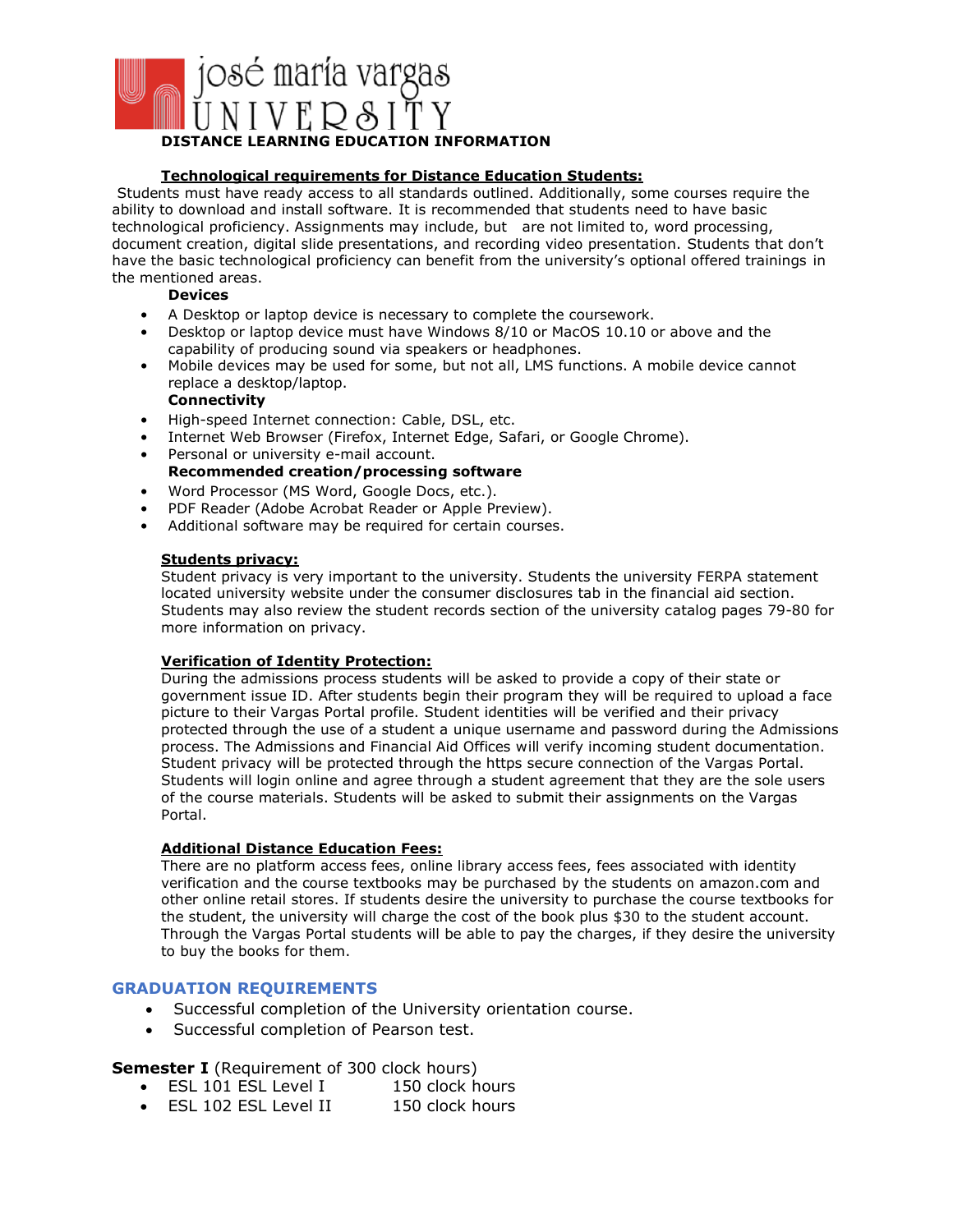# josé maría vargas UNIVERSITY

## DISTANCE LEARNING EDUCATION INFORMATION

### Technological requirements for Distance Education Students:

Students must have ready access to all standards outlined. Additionally, some courses require the ability to download and install software. It is recommended that students need to have basic technological proficiency. Assignments may include, but are not limited to, word processing, document creation, digital slide presentations, and recording video presentation. Students that don't have the basic technological proficiency can benefit from the university's optional offered trainings in the mentioned areas.

**Devices**

- A Desktop or laptop device is necessary to complete the coursework.
- Desktop or laptop device must have Windows 8/10 or MacOS 10.10 or above and the capability of producing sound via speakers or headphones.
- Mobile devices may be used for some, but not all, LMS functions. A mobile device cannot replace a desktop/laptop.

**Connectivity**

- High-speed Internet connection: Cable, DSL, etc.
- Internet Web Browser (Firefox, Internet Edge, Safari, or Google Chrome).
- Personal or university e-mail account.

**Recommended creation/processing software**

- Word Processor (MS Word, Google Docs, etc.).
- PDF Reader (Adobe Acrobat Reader or Apple Preview).
- Additional software may be required for certain courses.

### Students privacy:

Student privacy is very important to the university. Students the university FERPA statement located university website under the consumer disclosures tab in the financial aid section. Students may also review the student records section of the university catalog pages 79-80 for more information on privacy.

### Verification of Identity Protection:

During the admissions process students will be asked to provide a copy of their state or government issue ID. After students begin their program they will be required to upload a face picture to their Vargas Portal profile. Student identities will be verified and their privacy protected through the use of a student a unique username and password during the Admissions process. The Admissions and Financial Aid Offices will verify incoming student documentation. Student privacy will be protected through the https secure connection of the Vargas Portal. Students will login online and agree through a student agreement that they are the sole users of the course materials. Students will be asked to submit their assignments on the Vargas Portal.

### Additional Distance Education Fees:

There are no platform access fees, online library access fees, fees associated with identity verification and the course textbooks may be purchased by the students on amazon.com and other online retail stores. If students desire the university to purchase the course textbooks for the student, the university will charge the cost of the book plus $30 to the student account. Through the Vargas Portal students will be able to pay the charges, if they desire the university to buy the books for them.

## GRADUATION REQUIREMENTS

- Successful completion of the University orientation course.
- Successful completion of Pearson test.

**Semester I** (Requirement of 300 clock hours)

- ESL 101 ESL Level I — 150 clock hours
- ESL 102 ESL Level II — 150 clock hours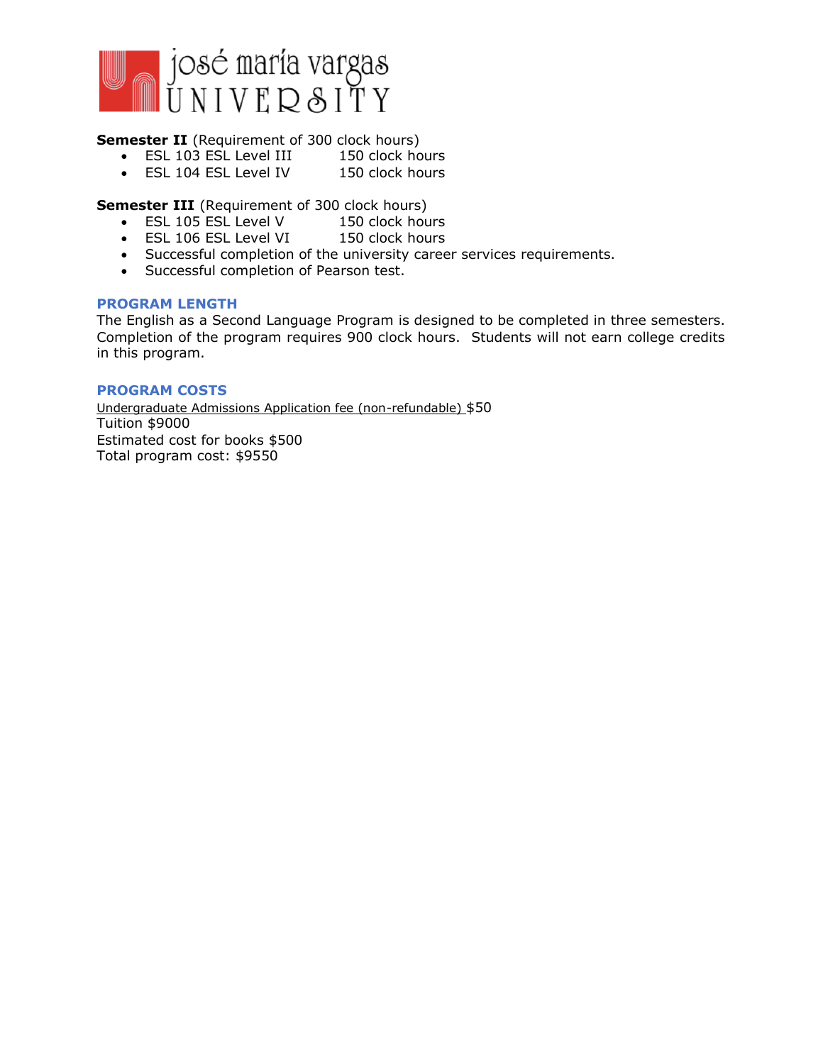**Semester II** (Requirement of 300 clock hours)

- ESL 103 ESL Level III 150 clock hours
- ESL 104 ESL Level IV 150 clock hours

**Semester III** (Requirement of 300 clock hours)

- ESL 105 ESL Level V 150 clock hours
- ESL 106 ESL Level VI 150 clock hours
- Successful completion of the university career services requirements.
- Successful completion of Pearson test.

### PROGRAM LENGTH

The English as a Second Language Program is designed to be completed in three semesters. Completion of the program requires 900 clock hours. Students will not earn college credits in this program.

### PROGRAM COSTS

Undergraduate Admissions Application fee (non-refundable) $50
Tuition $9000
Estimated cost for books $500
Total program cost: $9550